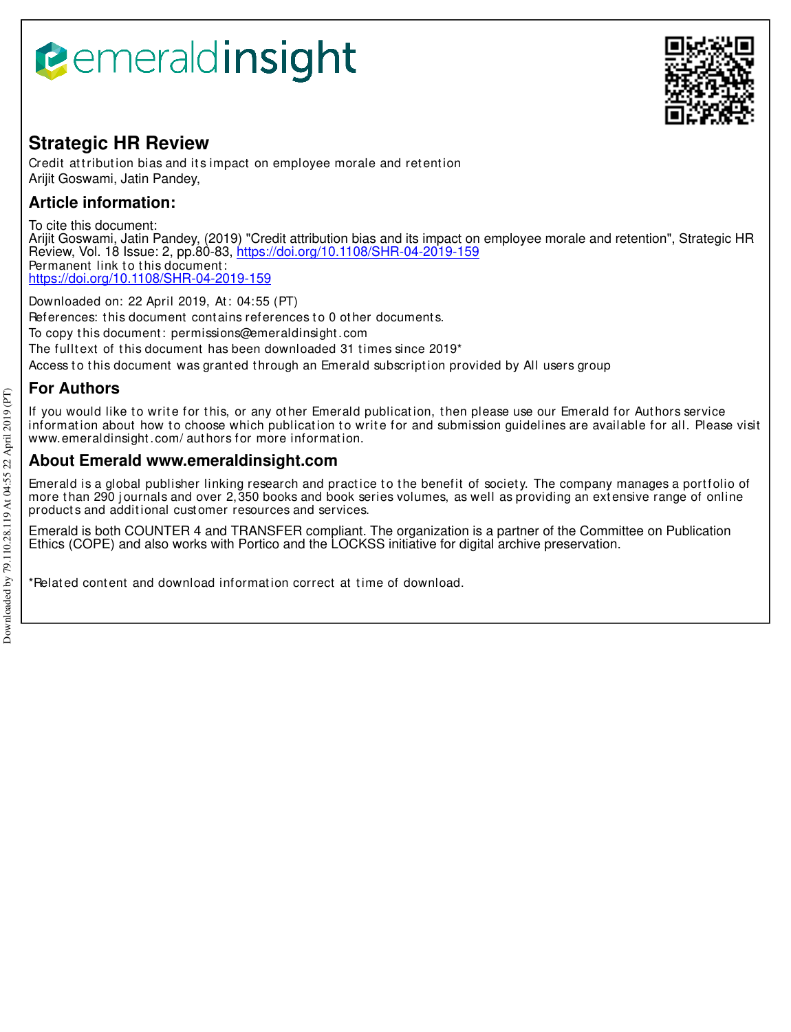# Strategic HR Review

Credit attribution bias and its impact on employee morale and retention
Arijit Goswami, Jatin Pandey,

## Article information:

To cite this document:
Arijit Goswami, Jatin Pandey, (2019) "Credit attribution bias and its impact on employee morale and retention", Strategic HR Review, Vol. 18 Issue: 2, pp.80-83, https://doi.org/10.1108/SHR-04-2019-159
Permanent link to this document:
https://doi.org/10.1108/SHR-04-2019-159

Downloaded on: 22 April 2019, At: 04:55 (PT)
References: this document contains references to 0 other documents.
To copy this document: permissions@emeraldinsight.com
The fulltext of this document has been downloaded 31 times since 2019*
Access to this document was granted through an Emerald subscription provided by All users group

## For Authors

If you would like to write for this, or any other Emerald publication, then please use our Emerald for Authors service information about how to choose which publication to write for and submission guidelines are available for all. Please visit www.emeraldinsight.com/authors for more information.

## About Emerald www.emeraldinsight.com

Emerald is a global publisher linking research and practice to the benefit of society. The company manages a portfolio of more than 290 journals and over 2,350 books and book series volumes, as well as providing an extensive range of online products and additional customer resources and services.

Emerald is both COUNTER 4 and TRANSFER compliant. The organization is a partner of the Committee on Publication Ethics (COPE) and also works with Portico and the LOCKSS initiative for digital archive preservation.

*Related content and download information correct at time of download.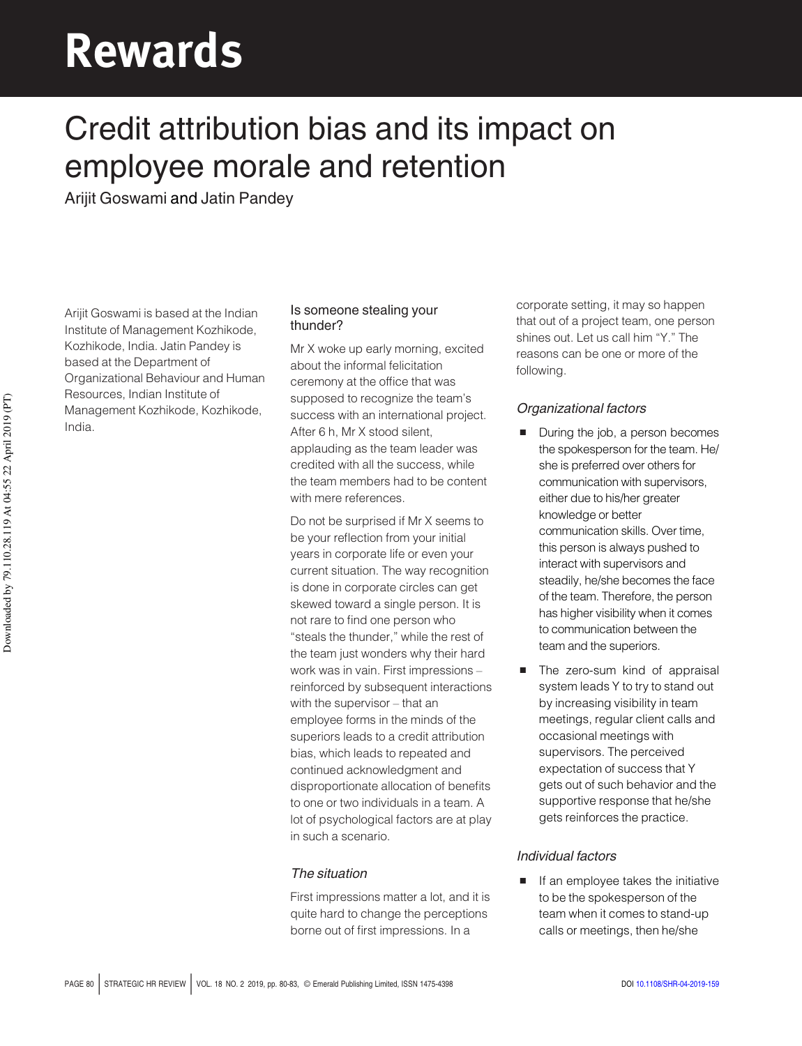# Rewards

## Credit attribution bias and its impact on employee morale and retention

Arijit Goswami and Jatin Pandey

Arijit Goswami is based at the Indian Institute of Management Kozhikode, Kozhikode, India. Jatin Pandey is based at the Department of Organizational Behaviour and Human Resources, Indian Institute of Management Kozhikode, Kozhikode, India.

### Is someone stealing your thunder?

Mr X woke up early morning, excited about the informal felicitation ceremony at the office that was supposed to recognize the team's success with an international project. After 6 h, Mr X stood silent, applauding as the team leader was credited with all the success, while the team members had to be content with mere references.

Do not be surprised if Mr X seems to be your reflection from your initial years in corporate life or even your current situation. The way recognition is done in corporate circles can get skewed toward a single person. It is not rare to find one person who "steals the thunder," while the rest of the team just wonders why their hard work was in vain. First impressions – reinforced by subsequent interactions with the supervisor – that an employee forms in the minds of the superiors leads to a credit attribution bias, which leads to repeated and continued acknowledgment and disproportionate allocation of benefits to one or two individuals in a team. A lot of psychological factors are at play in such a scenario.

#### *The situation*

First impressions matter a lot, and it is quite hard to change the perceptions borne out of first impressions. In a corporate setting, it may so happen that out of a project team, one person shines out. Let us call him "Y." The reasons can be one or more of the following.

#### *Organizational factors*

- During the job, a person becomes the spokesperson for the team. He/she is preferred over others for communication with supervisors, either due to his/her greater knowledge or better communication skills. Over time, this person is always pushed to interact with supervisors and steadily, he/she becomes the face of the team. Therefore, the person has higher visibility when it comes to communication between the team and the superiors.
- The zero-sum kind of appraisal system leads Y to try to stand out by increasing visibility in team meetings, regular client calls and occasional meetings with supervisors. The perceived expectation of success that Y gets out of such behavior and the supportive response that he/she gets reinforces the practice.

#### *Individual factors*

- If an employee takes the initiative to be the spokesperson of the team when it comes to stand-up calls or meetings, then he/she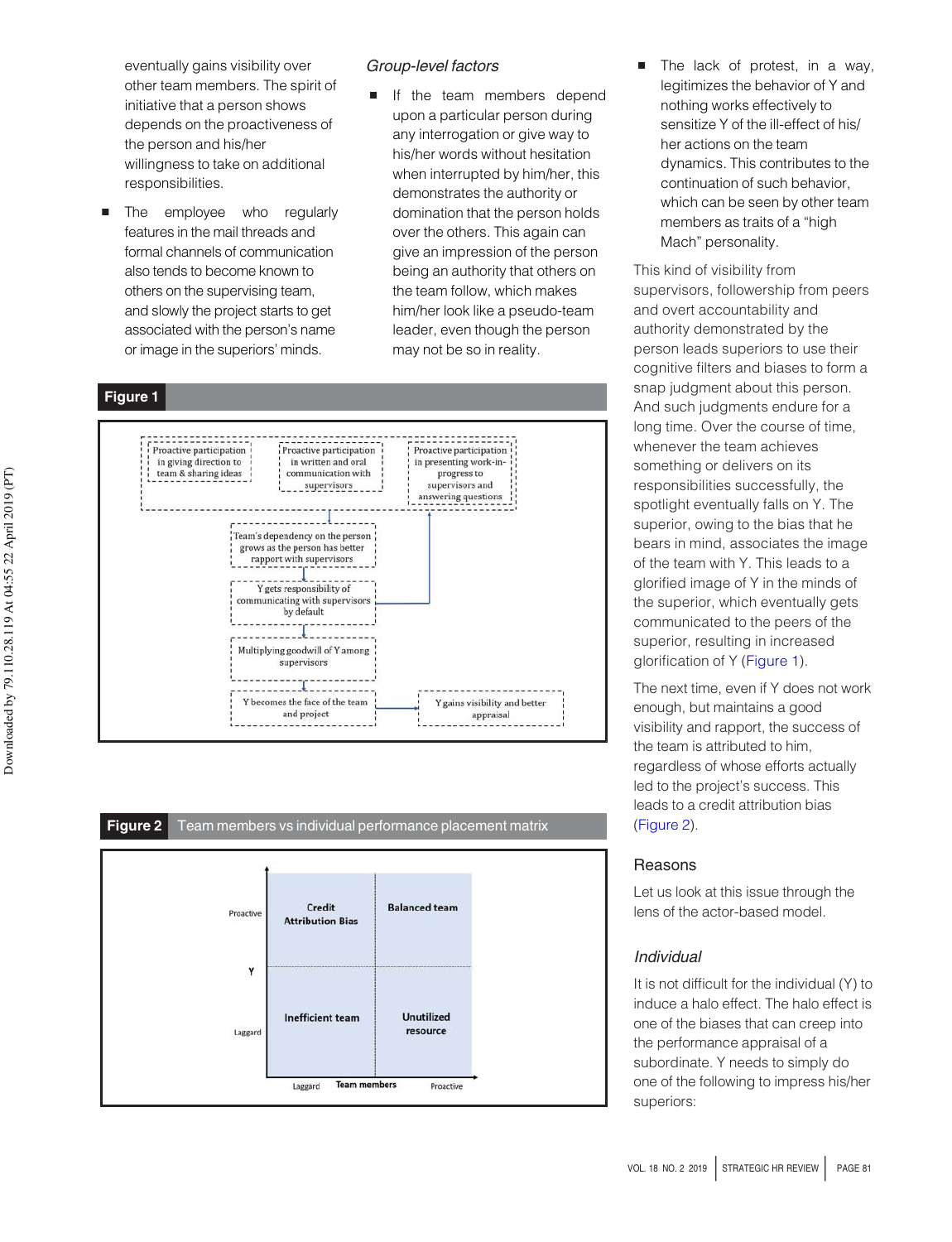eventually gains visibility over other team members. The spirit of initiative that a person shows depends on the proactiveness of the person and his/her willingness to take on additional responsibilities.

- The employee who regularly features in the mail threads and formal channels of communication also tends to become known to others on the supervising team, and slowly the project starts to get associated with the person's name or image in the superiors' minds.

### *Group-level factors*

- If the team members depend upon a particular person during any interrogation or give way to his/her words without hesitation when interrupted by him/her, this demonstrates the authority or domination that the person holds over the others. This again can give an impression of the person being an authority that others on the team follow, which makes him/her look like a pseudo-team leader, even though the person may not be so in reality.
- The lack of protest, in a way, legitimizes the behavior of Y and nothing works effectively to sensitize Y of the ill-effect of his/her actions on the team dynamics. This contributes to the continuation of such behavior, which can be seen by other team members as traits of a "high Mach" personality.

This kind of visibility from supervisors, followership from peers and overt accountability and authority demonstrated by the person leads superiors to use their cognitive filters and biases to form a snap judgment about this person. And such judgments endure for a long time. Over the course of time, whenever the team achieves something or delivers on its responsibilities successfully, the spotlight eventually falls on Y. The superior, owing to the bias that he bears in mind, associates the image of the team with Y. This leads to a glorified image of Y in the minds of the superior, which eventually gets communicated to the peers of the superior, resulting in increased glorification of Y (Figure 1).

The next time, even if Y does not work enough, but maintains a good visibility and rapport, the success of the team is attributed to him, regardless of whose efforts actually led to the project's success. This leads to a credit attribution bias (Figure 2).

**Figure 1**

Proactive participation in giving direction to team & sharing ideas | Proactive participation in written and oral communication with supervisors | Proactive participation in presenting work-in-progress to supervisors and answering questions

→ Team's dependency on the person grows as the person has better rapport with supervisors
→ Y gets responsibility of communicating with supervisors by default
→ Multiplying goodwill of Y among supervisors
→ Y becomes the face of the team and project → Y gains visibility and better appraisal

**Figure 2** Team members vs individual performance placement matrix

| Y \ Team members | Laggard | Proactive |
|---|---|---|
| Proactive | Credit Attribution Bias | Balanced team |
| Laggard | Inefficient team | Unutilized resource |

## Reasons

Let us look at this issue through the lens of the actor-based model.

### *Individual*

It is not difficult for the individual (Y) to induce a halo effect. The halo effect is one of the biases that can creep into the performance appraisal of a subordinate. Y needs to simply do one of the following to impress his/her superiors: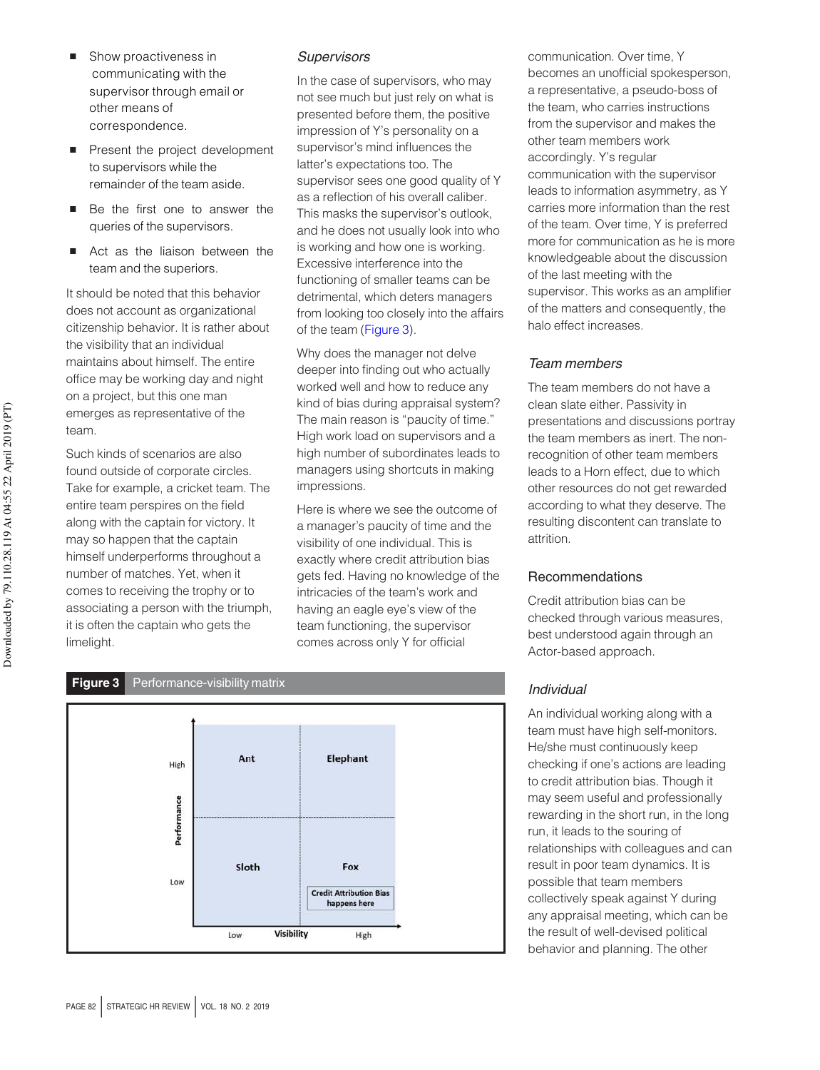- Show proactiveness in communicating with the supervisor through email or other means of correspondence.
- Present the project development to supervisors while the remainder of the team aside.
- Be the first one to answer the queries of the supervisors.
- Act as the liaison between the team and the superiors.

It should be noted that this behavior does not account as organizational citizenship behavior. It is rather about the visibility that an individual maintains about himself. The entire office may be working day and night on a project, but this one man emerges as representative of the team.

Such kinds of scenarios are also found outside of corporate circles. Take for example, a cricket team. The entire team perspires on the field along with the captain for victory. It may so happen that the captain himself underperforms throughout a number of matches. Yet, when it comes to receiving the trophy or to associating a person with the triumph, it is often the captain who gets the limelight.

### *Supervisors*

In the case of supervisors, who may not see much but just rely on what is presented before them, the positive impression of Y's personality on a supervisor's mind influences the latter's expectations too. The supervisor sees one good quality of Y as a reflection of his overall caliber. This masks the supervisor's outlook, and he does not usually look into who is working and how one is working. Excessive interference into the functioning of smaller teams can be detrimental, which deters managers from looking too closely into the affairs of the team (Figure 3).

Why does the manager not delve deeper into finding out who actually worked well and how to reduce any kind of bias during appraisal system? The main reason is "paucity of time." High work load on supervisors and a high number of subordinates leads to managers using shortcuts in making impressions.

Here is where we see the outcome of a manager's paucity of time and the visibility of one individual. This is exactly where credit attribution bias gets fed. Having no knowledge of the intricacies of the team's work and having an eagle eye's view of the team functioning, the supervisor comes across only Y for official communication. Over time, Y becomes an unofficial spokesperson, a representative, a pseudo-boss of the team, who carries instructions from the supervisor and makes the other team members work accordingly. Y's regular communication with the supervisor leads to information asymmetry, as Y carries more information than the rest of the team. Over time, Y is preferred more for communication as he is more knowledgeable about the discussion of the last meeting with the supervisor. This works as an amplifier of the matters and consequently, the halo effect increases.

### *Team members*

The team members do not have a clean slate either. Passivity in presentations and discussions portray the team members as inert. The non-recognition of other team members leads to a Horn effect, due to which other resources do not get rewarded according to what they deserve. The resulting discontent can translate to attrition.

**Figure 3** Performance-visibility matrix

| Performance \ Visibility | Low | High |
|---|---|---|
| High | Ant | Elephant |
| Low | Sloth | Fox (Credit Attribution Bias happens here) |

## Recommendations

Credit attribution bias can be checked through various measures, best understood again through an Actor-based approach.

### *Individual*

An individual working along with a team must have high self-monitors. He/she must continuously keep checking if one's actions are leading to credit attribution bias. Though it may seem useful and professionally rewarding in the short run, in the long run, it leads to the souring of relationships with colleagues and can result in poor team dynamics. It is possible that team members collectively speak against Y during any appraisal meeting, which can be the result of well-devised political behavior and planning. The other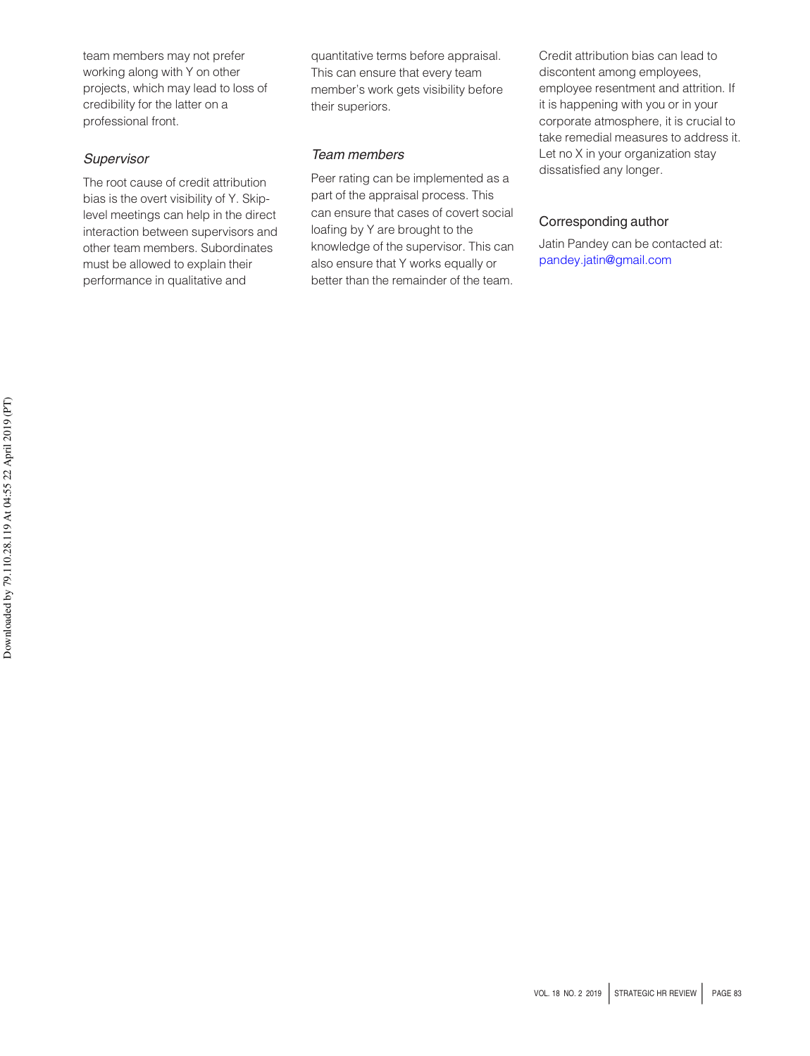team members may not prefer working along with Y on other projects, which may lead to loss of credibility for the latter on a professional front.

### *Supervisor*

The root cause of credit attribution bias is the overt visibility of Y. Skip-level meetings can help in the direct interaction between supervisors and other team members. Subordinates must be allowed to explain their performance in qualitative and quantitative terms before appraisal. This can ensure that every team member's work gets visibility before their superiors.

### *Team members*

Peer rating can be implemented as a part of the appraisal process. This can ensure that cases of covert social loafing by Y are brought to the knowledge of the supervisor. This can also ensure that Y works equally or better than the remainder of the team.

Credit attribution bias can lead to discontent among employees, employee resentment and attrition. If it is happening with you or in your corporate atmosphere, it is crucial to take remedial measures to address it. Let no X in your organization stay dissatisfied any longer.

## Corresponding author

Jatin Pandey can be contacted at: pandey.jatin@gmail.com